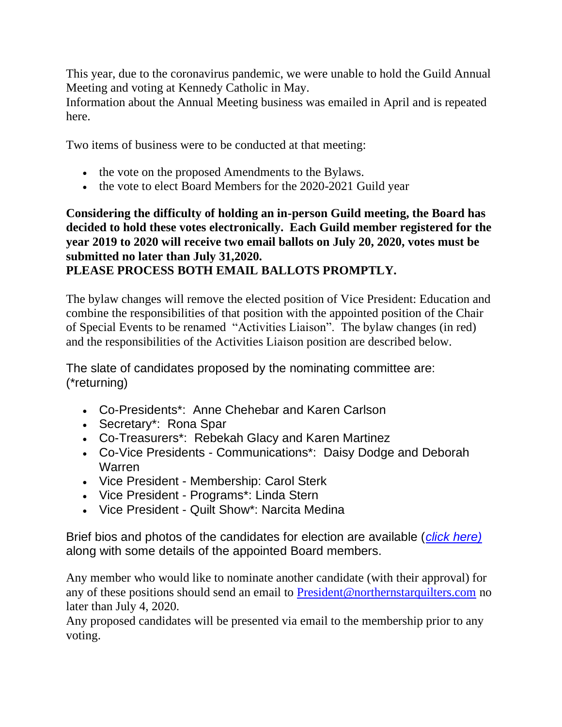This year, due to the coronavirus pandemic, we were unable to hold the Guild Annual Meeting and voting at Kennedy Catholic in May.
Information about the Annual Meeting business was emailed in April and is repeated here.

Two items of business were to be conducted at that meeting:

- the vote on the proposed Amendments to the Bylaws.
- the vote to elect Board Members for the 2020-2021 Guild year

**Considering the difficulty of holding an in-person Guild meeting, the Board has decided to hold these votes electronically. Each Guild member registered for the year 2019 to 2020 will receive two email ballots on July 20, 2020, votes must be submitted no later than July 31,2020.**
**PLEASE PROCESS BOTH EMAIL BALLOTS PROMPTLY.**

The bylaw changes will remove the elected position of Vice President: Education and combine the responsibilities of that position with the appointed position of the Chair of Special Events to be renamed "Activities Liaison". The bylaw changes (in red) and the responsibilities of the Activities Liaison position are described below.

The slate of candidates proposed by the nominating committee are:
(*returning)

- Co-Presidents*: Anne Chehebar and Karen Carlson
- Secretary*: Rona Spar
- Co-Treasurers*: Rebekah Glacy and Karen Martinez
- Co-Vice Presidents - Communications*: Daisy Dodge and Deborah Warren
- Vice President - Membership: Carol Sterk
- Vice President - Programs*: Linda Stern
- Vice President - Quilt Show*: Narcita Medina

Brief bios and photos of the candidates for election are available (*click here)* along with some details of the appointed Board members.

Any member who would like to nominate another candidate (with their approval) for any of these positions should send an email to President@northernstarquilters.com no later than July 4, 2020.
Any proposed candidates will be presented via email to the membership prior to any voting.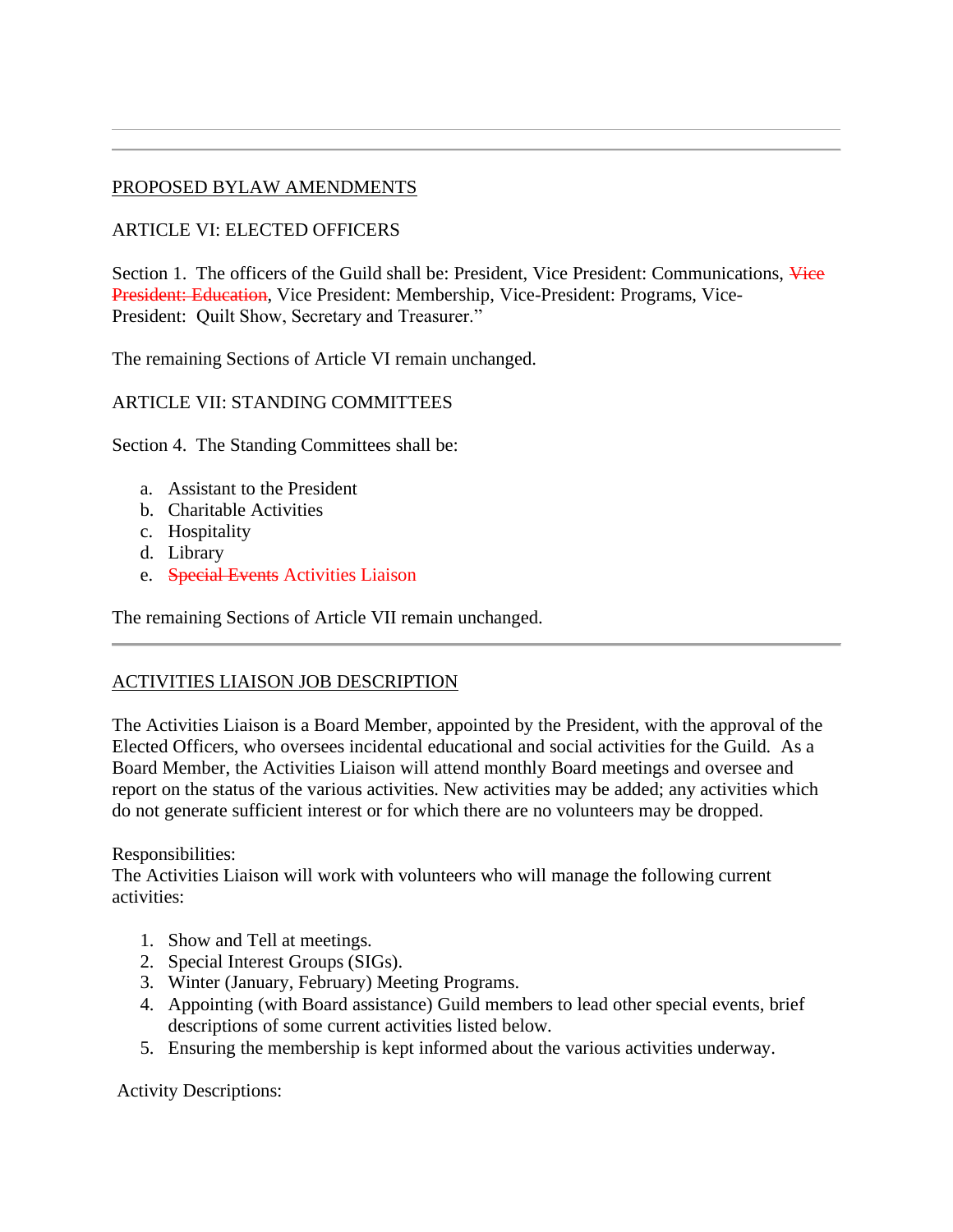---

PROPOSED BYLAW AMENDMENTS

ARTICLE VI: ELECTED OFFICERS

Section 1. The officers of the Guild shall be: President, Vice President: Communications, ~~Vice President: Education~~, Vice President: Membership, Vice-President: Programs, Vice-President: Quilt Show, Secretary and Treasurer."

The remaining Sections of Article VI remain unchanged.

ARTICLE VII: STANDING COMMITTEES

Section 4. The Standing Committees shall be:

a. Assistant to the President
b. Charitable Activities
c. Hospitality
d. Library
e. ~~Special Events~~ Activities Liaison

The remaining Sections of Article VII remain unchanged.

---

ACTIVITIES LIAISON JOB DESCRIPTION

The Activities Liaison is a Board Member, appointed by the President, with the approval of the Elected Officers, who oversees incidental educational and social activities for the Guild. As a Board Member, the Activities Liaison will attend monthly Board meetings and oversee and report on the status of the various activities. New activities may be added; any activities which do not generate sufficient interest or for which there are no volunteers may be dropped.

Responsibilities:
The Activities Liaison will work with volunteers who will manage the following current activities:

1. Show and Tell at meetings.
2. Special Interest Groups (SIGs).
3. Winter (January, February) Meeting Programs.
4. Appointing (with Board assistance) Guild members to lead other special events, brief descriptions of some current activities listed below.
5. Ensuring the membership is kept informed about the various activities underway.

Activity Descriptions: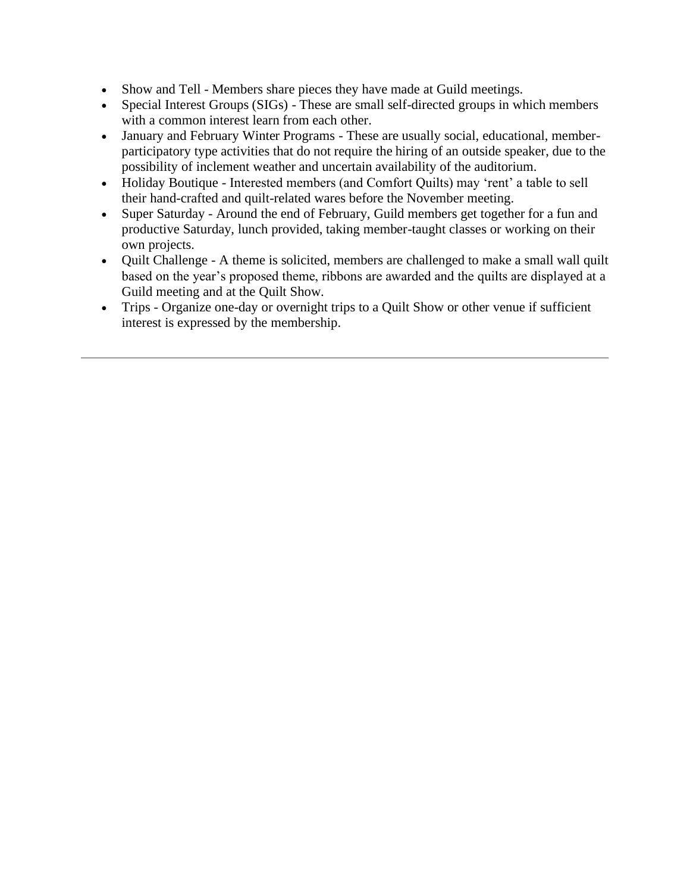- Show and Tell - Members share pieces they have made at Guild meetings.
- Special Interest Groups (SIGs) - These are small self-directed groups in which members with a common interest learn from each other.
- January and February Winter Programs - These are usually social, educational, member-participatory type activities that do not require the hiring of an outside speaker, due to the possibility of inclement weather and uncertain availability of the auditorium.
- Holiday Boutique - Interested members (and Comfort Quilts) may 'rent' a table to sell their hand-crafted and quilt-related wares before the November meeting.
- Super Saturday - Around the end of February, Guild members get together for a fun and productive Saturday, lunch provided, taking member-taught classes or working on their own projects.
- Quilt Challenge - A theme is solicited, members are challenged to make a small wall quilt based on the year's proposed theme, ribbons are awarded and the quilts are displayed at a Guild meeting and at the Quilt Show.
- Trips - Organize one-day or overnight trips to a Quilt Show or other venue if sufficient interest is expressed by the membership.

---